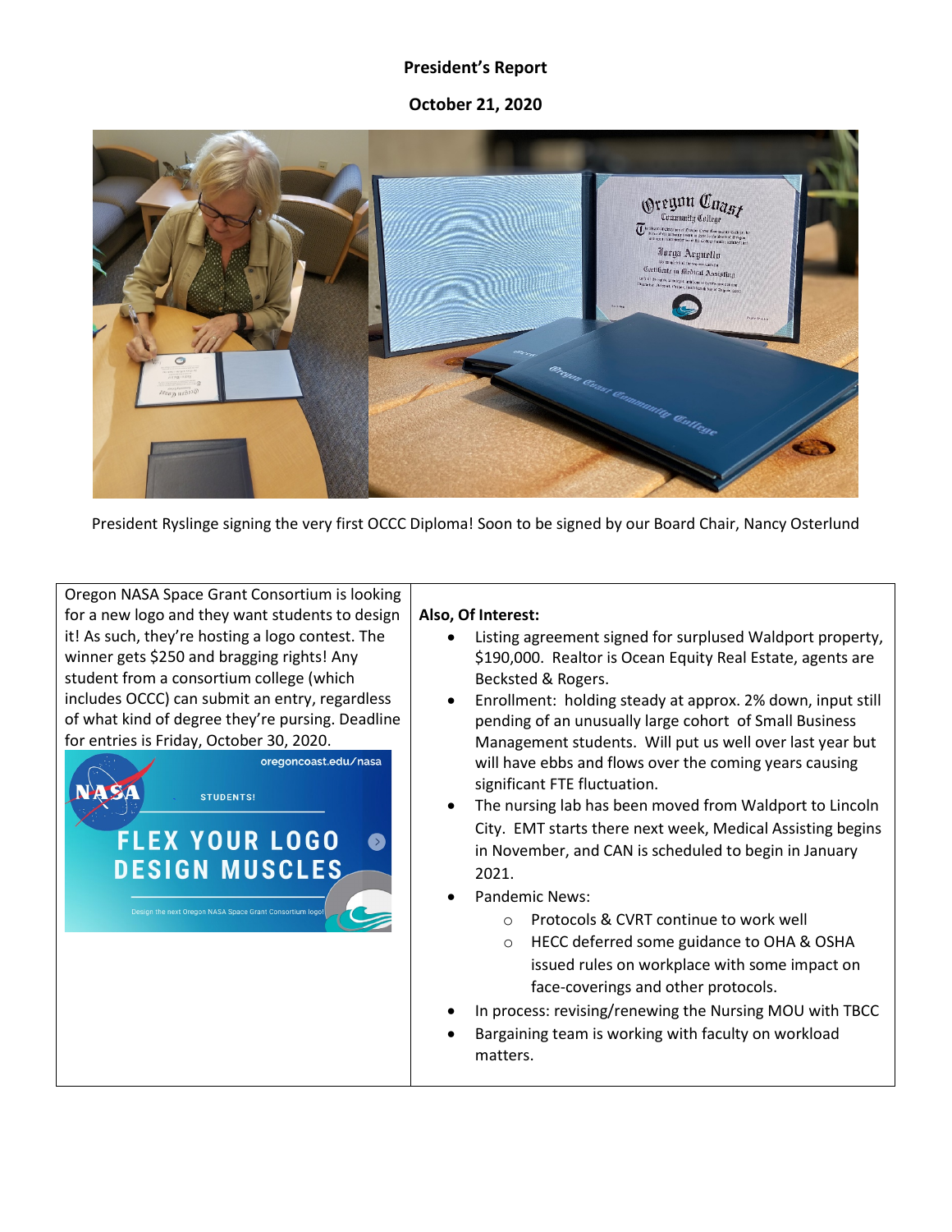**President's Report**

**October 21, 2020**

President Ryslinge signing the very first OCCC Diploma! Soon to be signed by our Board Chair, Nancy Osterlund

Oregon NASA Space Grant Consortium is looking for a new logo and they want students to design it! As such, they're hosting a logo contest. The winner gets $250 and bragging rights! Any student from a consortium college (which includes OCCC) can submit an entry, regardless of what kind of degree they're pursing. Deadline for entries is Friday, October 30, 2020.

**Also, Of Interest:**

- Listing agreement signed for surplused Waldport property, $190,000. Realtor is Ocean Equity Real Estate, agents are Becksted & Rogers.
- Enrollment: holding steady at approx. 2% down, input still pending of an unusually large cohort of Small Business Management students. Will put us well over last year but will have ebbs and flows over the coming years causing significant FTE fluctuation.
- The nursing lab has been moved from Waldport to Lincoln City. EMT starts there next week, Medical Assisting begins in November, and CAN is scheduled to begin in January 2021.
- Pandemic News:
  - Protocols & CVRT continue to work well
  - HECC deferred some guidance to OHA & OSHA issued rules on workplace with some impact on face-coverings and other protocols.
- In process: revising/renewing the Nursing MOU with TBCC
- Bargaining team is working with faculty on workload matters.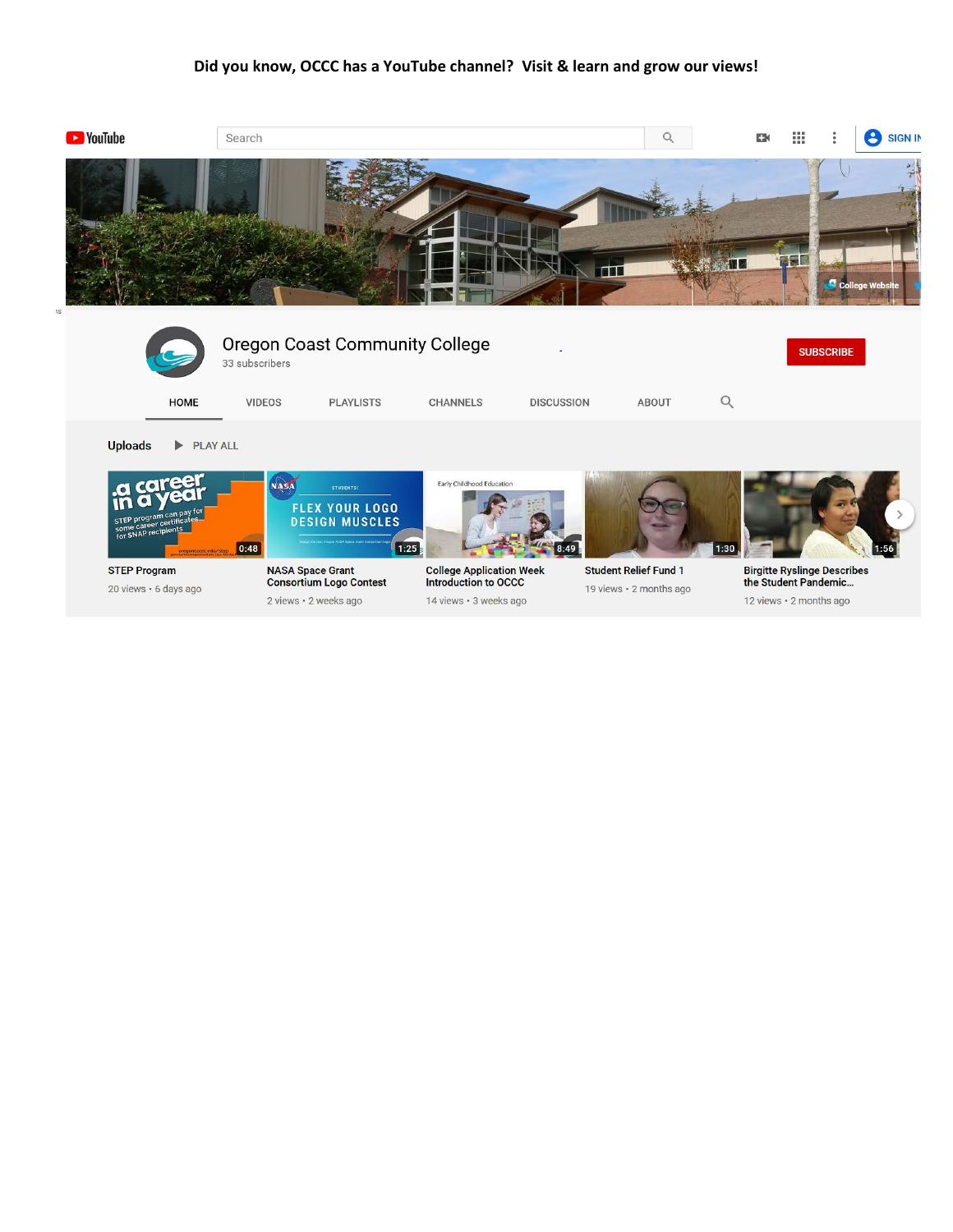**Did you know, OCCC has a YouTube channel? Visit & learn and grow our views!**

YouTube

Search

SIGN IN

College Website

Oregon Coast Community College

33 subscribers

SUBSCRIBE

HOME VIDEOS PLAYLISTS CHANNELS DISCUSSION ABOUT

Uploads PLAY ALL

a career in a year

STEP program can pay for some career certificates for SNAP recipients

0:48

STEP Program

20 views • 6 days ago

NASA

STUDENTS!

FLEX YOUR LOGO DESIGN MUSCLES

1:25

NASA Space Grant Consortium Logo Contest

2 views • 2 weeks ago

Early Childhood Education

8:49

College Application Week Introduction to OCCC

14 views • 3 weeks ago

1:30

Student Relief Fund 1

19 views • 2 months ago

1:56

Birgitte Ryslinge Describes the Student Pandemic...

12 views • 2 months ago